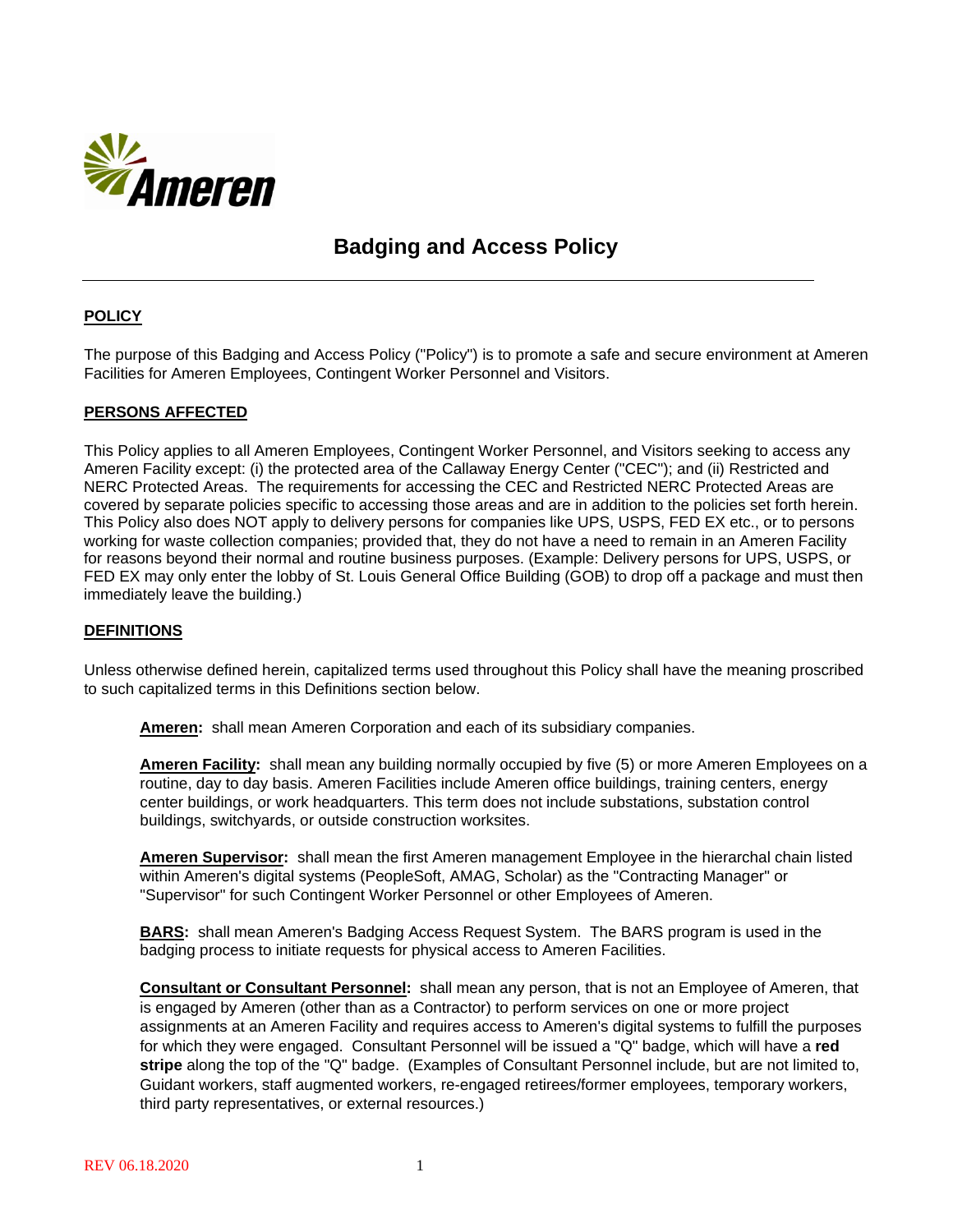Ameren

# Badging and Access Policy

## POLICY

The purpose of this Badging and Access Policy ("Policy") is to promote a safe and secure environment at Ameren Facilities for Ameren Employees, Contingent Worker Personnel and Visitors.

## PERSONS AFFECTED

This Policy applies to all Ameren Employees, Contingent Worker Personnel, and Visitors seeking to access any Ameren Facility except: (i) the protected area of the Callaway Energy Center ("CEC"); and (ii) Restricted and NERC Protected Areas. The requirements for accessing the CEC and Restricted NERC Protected Areas are covered by separate policies specific to accessing those areas and are in addition to the policies set forth herein. This Policy also does NOT apply to delivery persons for companies like UPS, USPS, FED EX etc., or to persons working for waste collection companies; provided that, they do not have a need to remain in an Ameren Facility for reasons beyond their normal and routine business purposes. (Example: Delivery persons for UPS, USPS, or FED EX may only enter the lobby of St. Louis General Office Building (GOB) to drop off a package and must then immediately leave the building.)

## DEFINITIONS

Unless otherwise defined herein, capitalized terms used throughout this Policy shall have the meaning proscribed to such capitalized terms in this Definitions section below.

**Ameren:** shall mean Ameren Corporation and each of its subsidiary companies.

**Ameren Facility:** shall mean any building normally occupied by five (5) or more Ameren Employees on a routine, day to day basis. Ameren Facilities include Ameren office buildings, training centers, energy center buildings, or work headquarters. This term does not include substations, substation control buildings, switchyards, or outside construction worksites.

**Ameren Supervisor:** shall mean the first Ameren management Employee in the hierarchal chain listed within Ameren's digital systems (PeopleSoft, AMAG, Scholar) as the "Contracting Manager" or "Supervisor" for such Contingent Worker Personnel or other Employees of Ameren.

**BARS:** shall mean Ameren's Badging Access Request System. The BARS program is used in the badging process to initiate requests for physical access to Ameren Facilities.

**Consultant or Consultant Personnel:** shall mean any person, that is not an Employee of Ameren, that is engaged by Ameren (other than as a Contractor) to perform services on one or more project assignments at an Ameren Facility and requires access to Ameren's digital systems to fulfill the purposes for which they were engaged. Consultant Personnel will be issued a "Q" badge, which will have a **red stripe** along the top of the "Q" badge. (Examples of Consultant Personnel include, but are not limited to, Guidant workers, staff augmented workers, re-engaged retirees/former employees, temporary workers, third party representatives, or external resources.)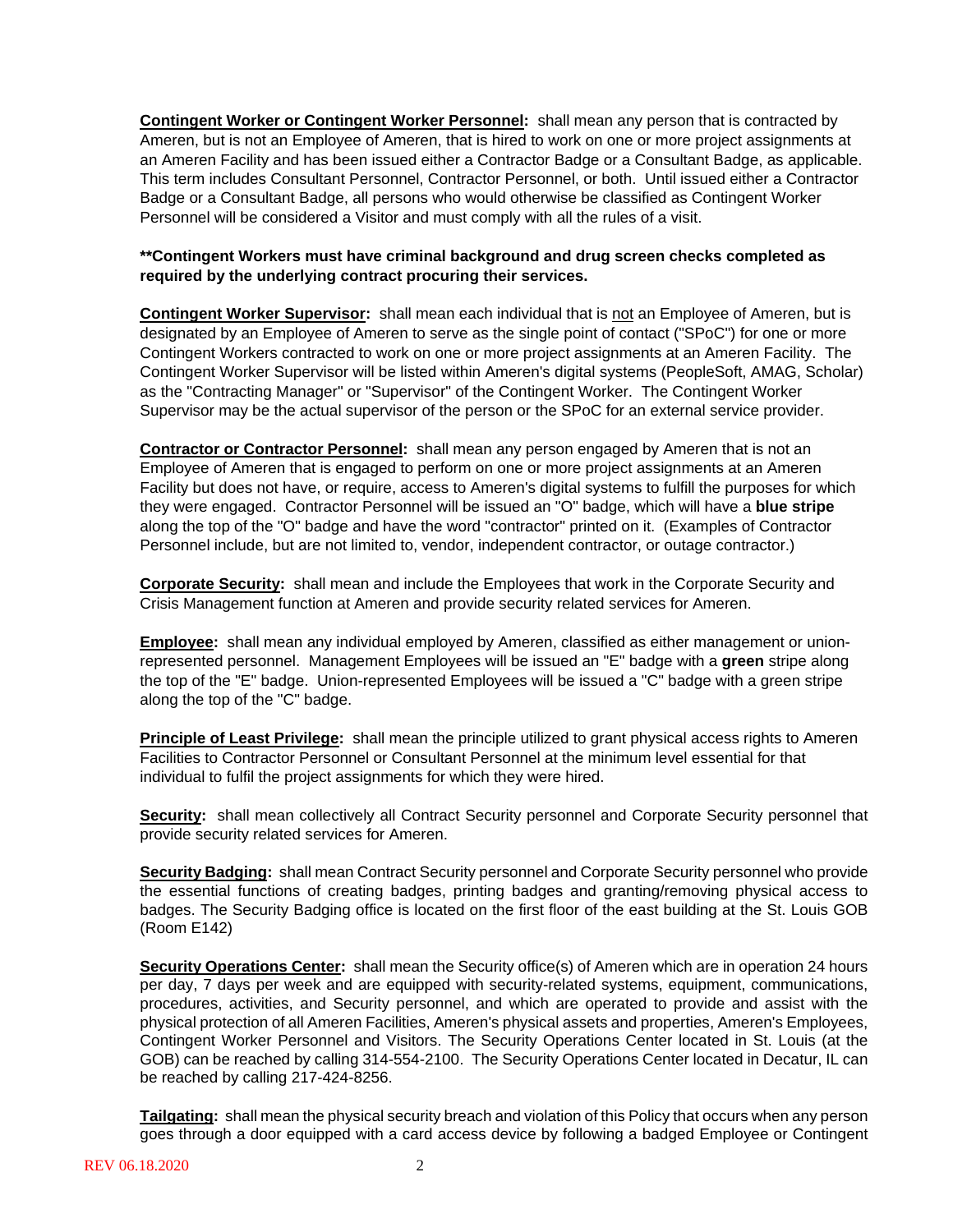**<u>Contingent Worker or Contingent Worker Personnel</u>:** shall mean any person that is contracted by Ameren, but is not an Employee of Ameren, that is hired to work on one or more project assignments at an Ameren Facility and has been issued either a Contractor Badge or a Consultant Badge, as applicable. This term includes Consultant Personnel, Contractor Personnel, or both. Until issued either a Contractor Badge or a Consultant Badge, all persons who would otherwise be classified as Contingent Worker Personnel will be considered a Visitor and must comply with all the rules of a visit.

**\*\*Contingent Workers must have criminal background and drug screen checks completed as required by the underlying contract procuring their services.**

**<u>Contingent Worker Supervisor</u>:** shall mean each individual that is <u>not</u> an Employee of Ameren, but is designated by an Employee of Ameren to serve as the single point of contact ("SPoC") for one or more Contingent Workers contracted to work on one or more project assignments at an Ameren Facility. The Contingent Worker Supervisor will be listed within Ameren's digital systems (PeopleSoft, AMAG, Scholar) as the "Contracting Manager" or "Supervisor" of the Contingent Worker. The Contingent Worker Supervisor may be the actual supervisor of the person or the SPoC for an external service provider.

**<u>Contractor or Contractor Personnel</u>:** shall mean any person engaged by Ameren that is not an Employee of Ameren that is engaged to perform on one or more project assignments at an Ameren Facility but does not have, or require, access to Ameren's digital systems to fulfill the purposes for which they were engaged. Contractor Personnel will be issued an "O" badge, which will have a **blue stripe** along the top of the "O" badge and have the word "contractor" printed on it. (Examples of Contractor Personnel include, but are not limited to, vendor, independent contractor, or outage contractor.)

**<u>Corporate Security</u>:** shall mean and include the Employees that work in the Corporate Security and Crisis Management function at Ameren and provide security related services for Ameren.

**<u>Employee</u>:** shall mean any individual employed by Ameren, classified as either management or union-represented personnel. Management Employees will be issued an "E" badge with a **green** stripe along the top of the "E" badge. Union-represented Employees will be issued a "C" badge with a green stripe along the top of the "C" badge.

**<u>Principle of Least Privilege</u>:** shall mean the principle utilized to grant physical access rights to Ameren Facilities to Contractor Personnel or Consultant Personnel at the minimum level essential for that individual to fulfil the project assignments for which they were hired.

**<u>Security</u>:** shall mean collectively all Contract Security personnel and Corporate Security personnel that provide security related services for Ameren.

**<u>Security Badging</u>:** shall mean Contract Security personnel and Corporate Security personnel who provide the essential functions of creating badges, printing badges and granting/removing physical access to badges. The Security Badging office is located on the first floor of the east building at the St. Louis GOB (Room E142)

**<u>Security Operations Center</u>:** shall mean the Security office(s) of Ameren which are in operation 24 hours per day, 7 days per week and are equipped with security-related systems, equipment, communications, procedures, activities, and Security personnel, and which are operated to provide and assist with the physical protection of all Ameren Facilities, Ameren's physical assets and properties, Ameren's Employees, Contingent Worker Personnel and Visitors. The Security Operations Center located in St. Louis (at the GOB) can be reached by calling 314-554-2100. The Security Operations Center located in Decatur, IL can be reached by calling 217-424-8256.

**<u>Tailgating</u>:** shall mean the physical security breach and violation of this Policy that occurs when any person goes through a door equipped with a card access device by following a badged Employee or Contingent

REV 06.18.2020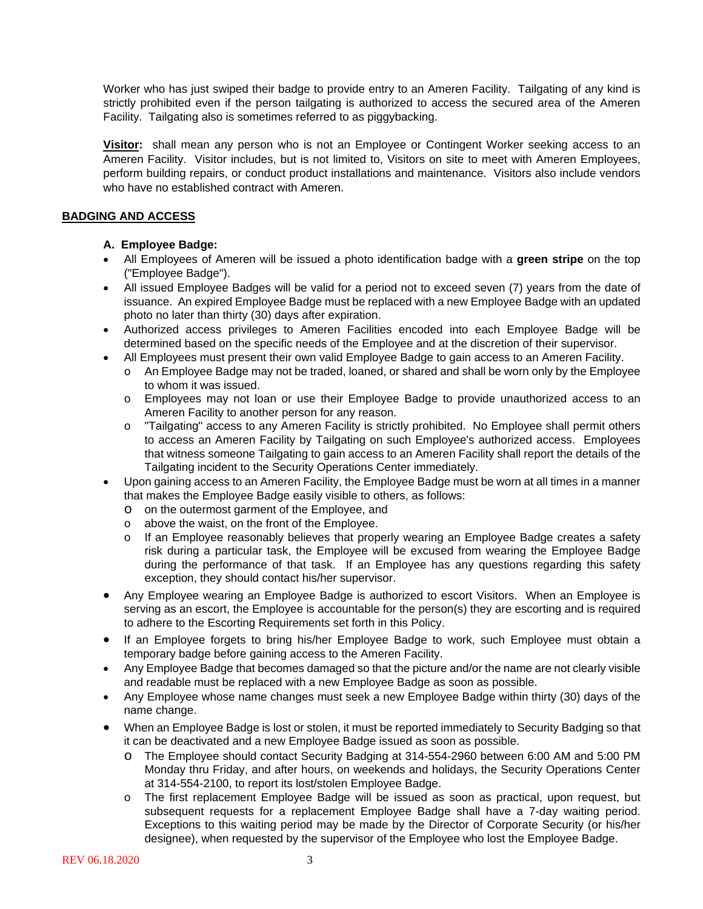Worker who has just swiped their badge to provide entry to an Ameren Facility. Tailgating of any kind is strictly prohibited even if the person tailgating is authorized to access the secured area of the Ameren Facility. Tailgating also is sometimes referred to as piggybacking.

**<u>Visitor</u>:** shall mean any person who is not an Employee or Contingent Worker seeking access to an Ameren Facility. Visitor includes, but is not limited to, Visitors on site to meet with Ameren Employees, perform building repairs, or conduct product installations and maintenance. Visitors also include vendors who have no established contract with Ameren.

## <u>BADGING AND ACCESS</u>

### A. Employee Badge:

- All Employees of Ameren will be issued a photo identification badge with a **green stripe** on the top ("Employee Badge").
- All issued Employee Badges will be valid for a period not to exceed seven (7) years from the date of issuance. An expired Employee Badge must be replaced with a new Employee Badge with an updated photo no later than thirty (30) days after expiration.
- Authorized access privileges to Ameren Facilities encoded into each Employee Badge will be determined based on the specific needs of the Employee and at the discretion of their supervisor.
- All Employees must present their own valid Employee Badge to gain access to an Ameren Facility.
  - An Employee Badge may not be traded, loaned, or shared and shall be worn only by the Employee to whom it was issued.
  - Employees may not loan or use their Employee Badge to provide unauthorized access to an Ameren Facility to another person for any reason.
  - "Tailgating" access to any Ameren Facility is strictly prohibited. No Employee shall permit others to access an Ameren Facility by Tailgating on such Employee's authorized access. Employees that witness someone Tailgating to gain access to an Ameren Facility shall report the details of the Tailgating incident to the Security Operations Center immediately.
- Upon gaining access to an Ameren Facility, the Employee Badge must be worn at all times in a manner that makes the Employee Badge easily visible to others, as follows:
  - on the outermost garment of the Employee, and
  - above the waist, on the front of the Employee.
  - If an Employee reasonably believes that properly wearing an Employee Badge creates a safety risk during a particular task, the Employee will be excused from wearing the Employee Badge during the performance of that task. If an Employee has any questions regarding this safety exception, they should contact his/her supervisor.
- Any Employee wearing an Employee Badge is authorized to escort Visitors. When an Employee is serving as an escort, the Employee is accountable for the person(s) they are escorting and is required to adhere to the Escorting Requirements set forth in this Policy.
- If an Employee forgets to bring his/her Employee Badge to work, such Employee must obtain a temporary badge before gaining access to the Ameren Facility.
- Any Employee Badge that becomes damaged so that the picture and/or the name are not clearly visible and readable must be replaced with a new Employee Badge as soon as possible.
- Any Employee whose name changes must seek a new Employee Badge within thirty (30) days of the name change.
- When an Employee Badge is lost or stolen, it must be reported immediately to Security Badging so that it can be deactivated and a new Employee Badge issued as soon as possible.
  - The Employee should contact Security Badging at 314-554-2960 between 6:00 AM and 5:00 PM Monday thru Friday, and after hours, on weekends and holidays, the Security Operations Center at 314-554-2100, to report its lost/stolen Employee Badge.
  - The first replacement Employee Badge will be issued as soon as practical, upon request, but subsequent requests for a replacement Employee Badge shall have a 7-day waiting period. Exceptions to this waiting period may be made by the Director of Corporate Security (or his/her designee), when requested by the supervisor of the Employee who lost the Employee Badge.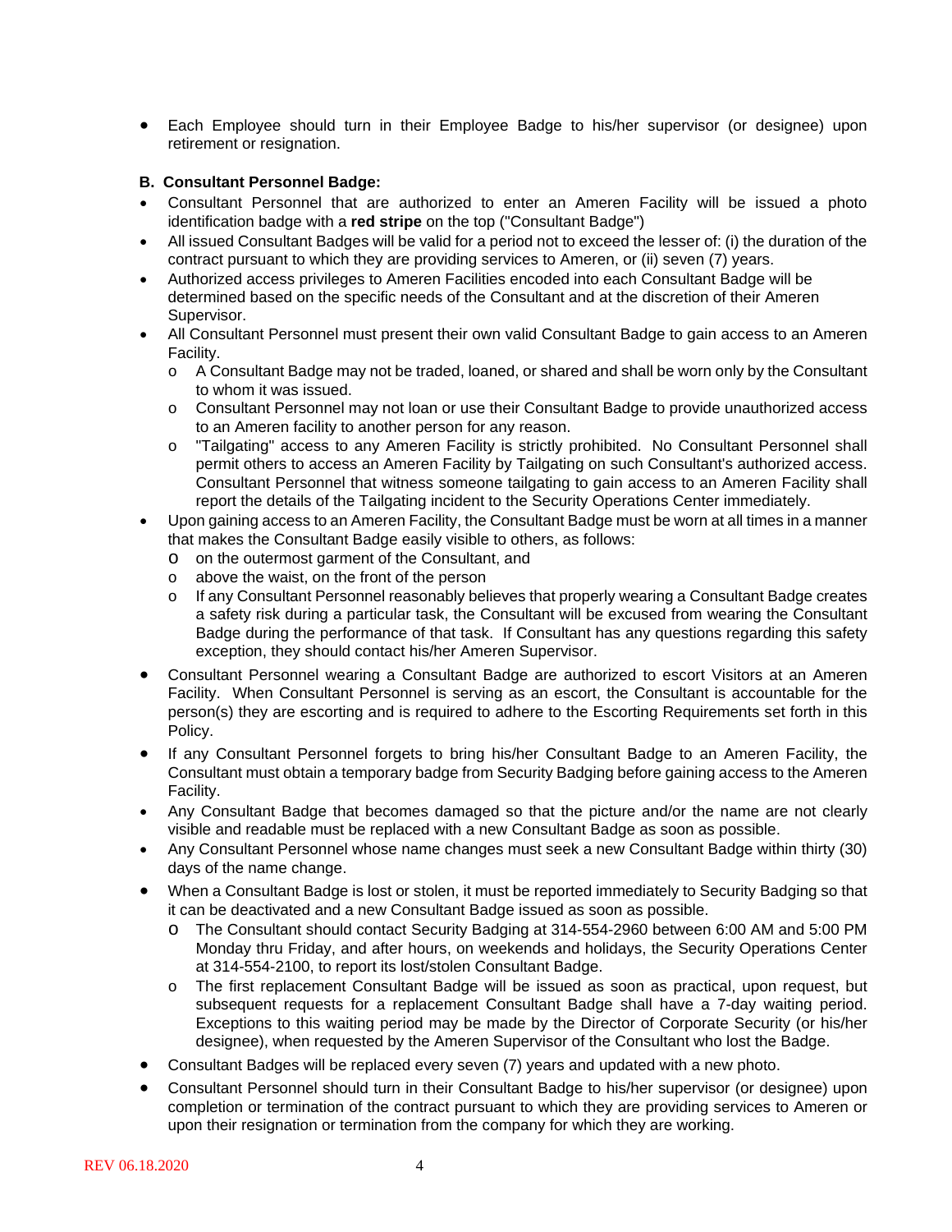- Each Employee should turn in their Employee Badge to his/her supervisor (or designee) upon retirement or resignation.

**B. Consultant Personnel Badge:**

- Consultant Personnel that are authorized to enter an Ameren Facility will be issued a photo identification badge with a **red stripe** on the top ("Consultant Badge")
- All issued Consultant Badges will be valid for a period not to exceed the lesser of: (i) the duration of the contract pursuant to which they are providing services to Ameren, or (ii) seven (7) years.
- Authorized access privileges to Ameren Facilities encoded into each Consultant Badge will be determined based on the specific needs of the Consultant and at the discretion of their Ameren Supervisor.
- All Consultant Personnel must present their own valid Consultant Badge to gain access to an Ameren Facility.
  - A Consultant Badge may not be traded, loaned, or shared and shall be worn only by the Consultant to whom it was issued.
  - Consultant Personnel may not loan or use their Consultant Badge to provide unauthorized access to an Ameren facility to another person for any reason.
  - "Tailgating" access to any Ameren Facility is strictly prohibited. No Consultant Personnel shall permit others to access an Ameren Facility by Tailgating on such Consultant's authorized access. Consultant Personnel that witness someone tailgating to gain access to an Ameren Facility shall report the details of the Tailgating incident to the Security Operations Center immediately.
- Upon gaining access to an Ameren Facility, the Consultant Badge must be worn at all times in a manner that makes the Consultant Badge easily visible to others, as follows:
  - on the outermost garment of the Consultant, and
  - above the waist, on the front of the person
  - If any Consultant Personnel reasonably believes that properly wearing a Consultant Badge creates a safety risk during a particular task, the Consultant will be excused from wearing the Consultant Badge during the performance of that task. If Consultant has any questions regarding this safety exception, they should contact his/her Ameren Supervisor.
- Consultant Personnel wearing a Consultant Badge are authorized to escort Visitors at an Ameren Facility. When Consultant Personnel is serving as an escort, the Consultant is accountable for the person(s) they are escorting and is required to adhere to the Escorting Requirements set forth in this Policy.
- If any Consultant Personnel forgets to bring his/her Consultant Badge to an Ameren Facility, the Consultant must obtain a temporary badge from Security Badging before gaining access to the Ameren Facility.
- Any Consultant Badge that becomes damaged so that the picture and/or the name are not clearly visible and readable must be replaced with a new Consultant Badge as soon as possible.
- Any Consultant Personnel whose name changes must seek a new Consultant Badge within thirty (30) days of the name change.
- When a Consultant Badge is lost or stolen, it must be reported immediately to Security Badging so that it can be deactivated and a new Consultant Badge issued as soon as possible.
  - The Consultant should contact Security Badging at 314-554-2960 between 6:00 AM and 5:00 PM Monday thru Friday, and after hours, on weekends and holidays, the Security Operations Center at 314-554-2100, to report its lost/stolen Consultant Badge.
  - The first replacement Consultant Badge will be issued as soon as practical, upon request, but subsequent requests for a replacement Consultant Badge shall have a 7-day waiting period. Exceptions to this waiting period may be made by the Director of Corporate Security (or his/her designee), when requested by the Ameren Supervisor of the Consultant who lost the Badge.
- Consultant Badges will be replaced every seven (7) years and updated with a new photo.
- Consultant Personnel should turn in their Consultant Badge to his/her supervisor (or designee) upon completion or termination of the contract pursuant to which they are providing services to Ameren or upon their resignation or termination from the company for which they are working.

REV 06.18.2020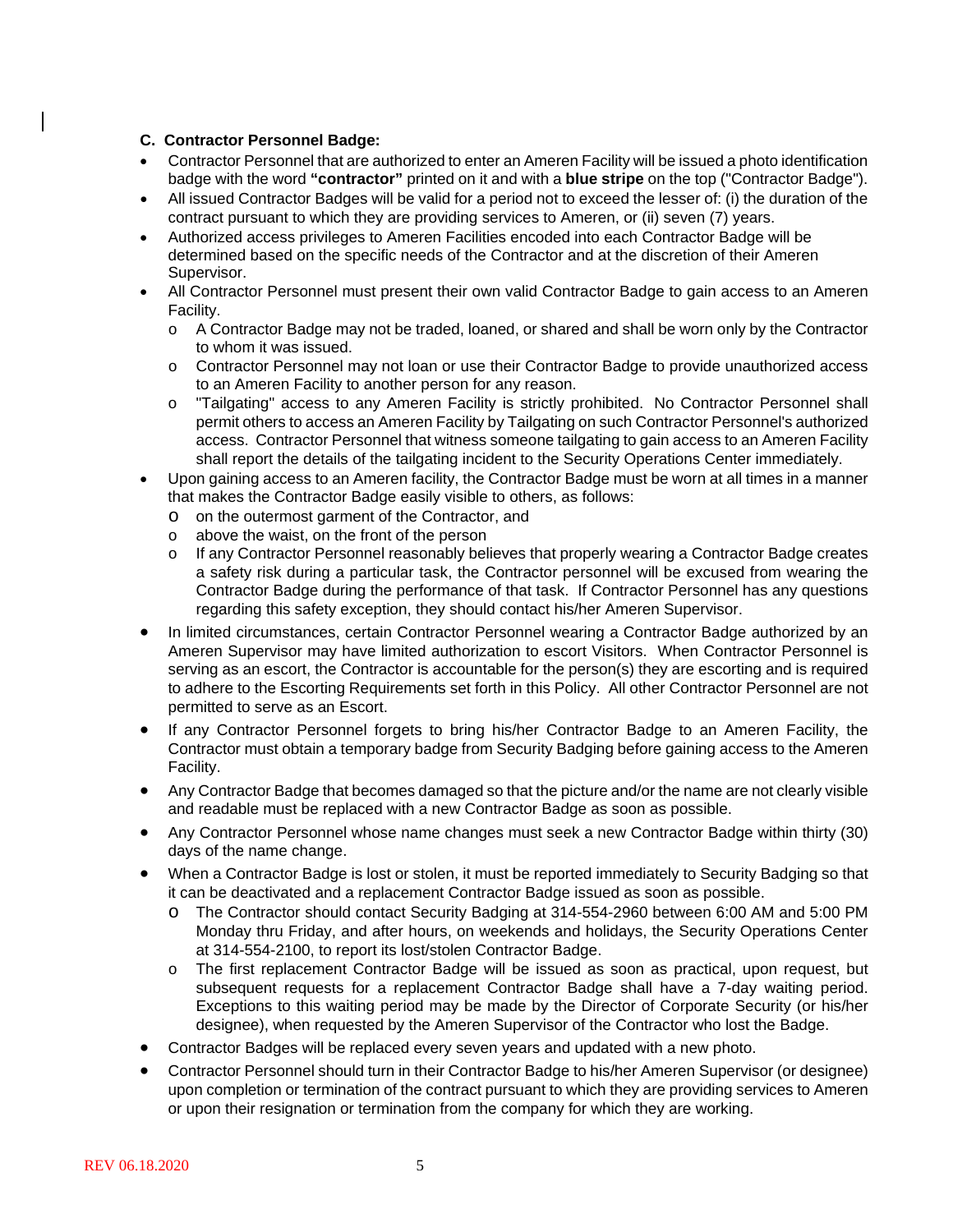### C. Contractor Personnel Badge:

- Contractor Personnel that are authorized to enter an Ameren Facility will be issued a photo identification badge with the word **"contractor"** printed on it and with a **blue stripe** on the top ("Contractor Badge").
- All issued Contractor Badges will be valid for a period not to exceed the lesser of: (i) the duration of the contract pursuant to which they are providing services to Ameren, or (ii) seven (7) years.
- Authorized access privileges to Ameren Facilities encoded into each Contractor Badge will be determined based on the specific needs of the Contractor and at the discretion of their Ameren Supervisor.
- All Contractor Personnel must present their own valid Contractor Badge to gain access to an Ameren Facility.
  - A Contractor Badge may not be traded, loaned, or shared and shall be worn only by the Contractor to whom it was issued.
  - Contractor Personnel may not loan or use their Contractor Badge to provide unauthorized access to an Ameren Facility to another person for any reason.
  - "Tailgating" access to any Ameren Facility is strictly prohibited. No Contractor Personnel shall permit others to access an Ameren Facility by Tailgating on such Contractor Personnel's authorized access. Contractor Personnel that witness someone tailgating to gain access to an Ameren Facility shall report the details of the tailgating incident to the Security Operations Center immediately.
- Upon gaining access to an Ameren facility, the Contractor Badge must be worn at all times in a manner that makes the Contractor Badge easily visible to others, as follows:
  - on the outermost garment of the Contractor, and
  - above the waist, on the front of the person
  - If any Contractor Personnel reasonably believes that properly wearing a Contractor Badge creates a safety risk during a particular task, the Contractor personnel will be excused from wearing the Contractor Badge during the performance of that task. If Contractor Personnel has any questions regarding this safety exception, they should contact his/her Ameren Supervisor.
- In limited circumstances, certain Contractor Personnel wearing a Contractor Badge authorized by an Ameren Supervisor may have limited authorization to escort Visitors. When Contractor Personnel is serving as an escort, the Contractor is accountable for the person(s) they are escorting and is required to adhere to the Escorting Requirements set forth in this Policy. All other Contractor Personnel are not permitted to serve as an Escort.
- If any Contractor Personnel forgets to bring his/her Contractor Badge to an Ameren Facility, the Contractor must obtain a temporary badge from Security Badging before gaining access to the Ameren Facility.
- Any Contractor Badge that becomes damaged so that the picture and/or the name are not clearly visible and readable must be replaced with a new Contractor Badge as soon as possible.
- Any Contractor Personnel whose name changes must seek a new Contractor Badge within thirty (30) days of the name change.
- When a Contractor Badge is lost or stolen, it must be reported immediately to Security Badging so that it can be deactivated and a replacement Contractor Badge issued as soon as possible.
  - The Contractor should contact Security Badging at 314-554-2960 between 6:00 AM and 5:00 PM Monday thru Friday, and after hours, on weekends and holidays, the Security Operations Center at 314-554-2100, to report its lost/stolen Contractor Badge.
  - The first replacement Contractor Badge will be issued as soon as practical, upon request, but subsequent requests for a replacement Contractor Badge shall have a 7-day waiting period. Exceptions to this waiting period may be made by the Director of Corporate Security (or his/her designee), when requested by the Ameren Supervisor of the Contractor who lost the Badge.
- Contractor Badges will be replaced every seven years and updated with a new photo.
- Contractor Personnel should turn in their Contractor Badge to his/her Ameren Supervisor (or designee) upon completion or termination of the contract pursuant to which they are providing services to Ameren or upon their resignation or termination from the company for which they are working.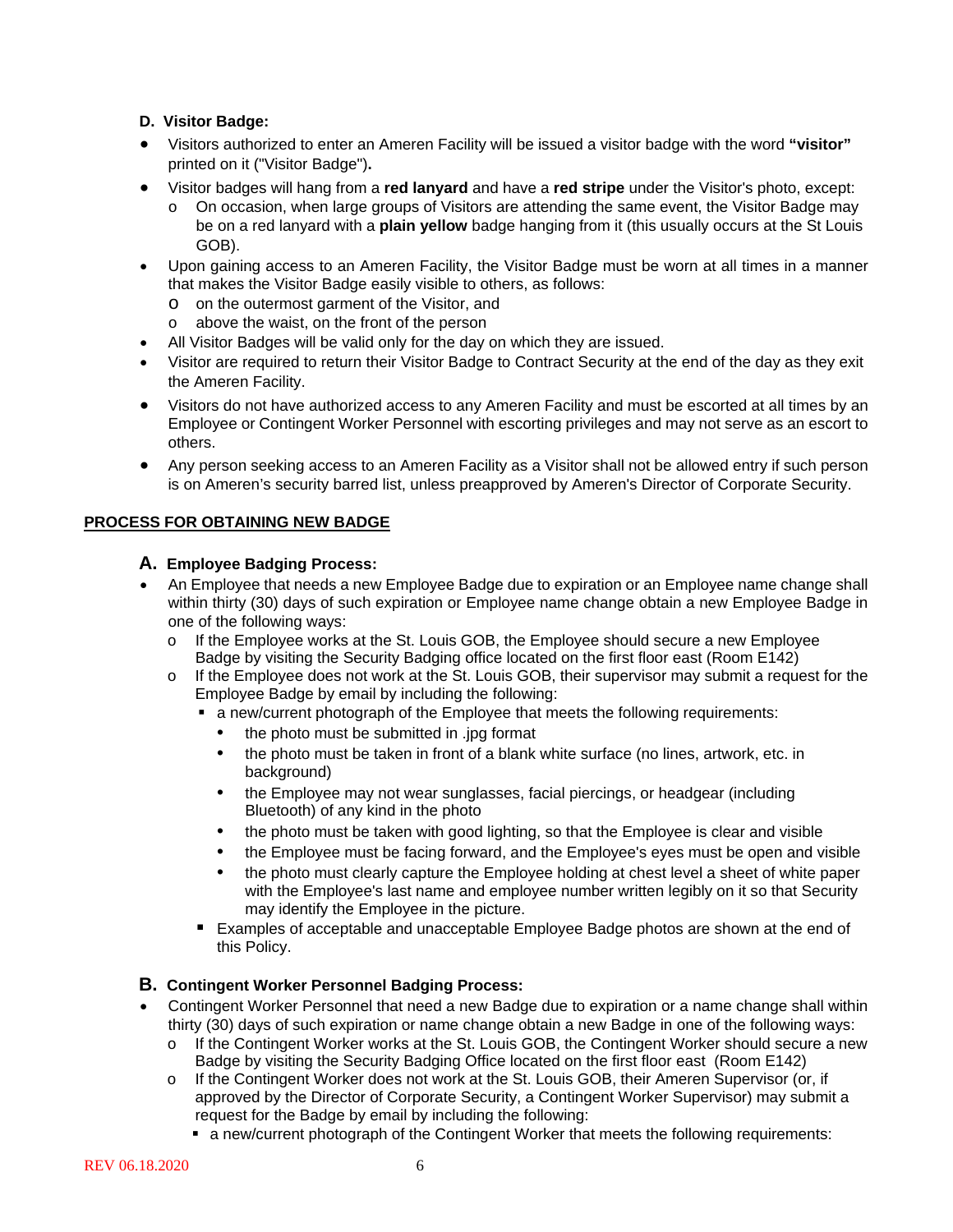### D. Visitor Badge:

- Visitors authorized to enter an Ameren Facility will be issued a visitor badge with the word **"visitor"** printed on it ("Visitor Badge")**.**
- Visitor badges will hang from a **red lanyard** and have a **red stripe** under the Visitor's photo, except:
  - On occasion, when large groups of Visitors are attending the same event, the Visitor Badge may be on a red lanyard with a **plain yellow** badge hanging from it (this usually occurs at the St Louis GOB).
- Upon gaining access to an Ameren Facility, the Visitor Badge must be worn at all times in a manner that makes the Visitor Badge easily visible to others, as follows:
  - on the outermost garment of the Visitor, and
  - above the waist, on the front of the person
- All Visitor Badges will be valid only for the day on which they are issued.
- Visitor are required to return their Visitor Badge to Contract Security at the end of the day as they exit the Ameren Facility.
- Visitors do not have authorized access to any Ameren Facility and must be escorted at all times by an Employee or Contingent Worker Personnel with escorting privileges and may not serve as an escort to others.
- Any person seeking access to an Ameren Facility as a Visitor shall not be allowed entry if such person is on Ameren's security barred list, unless preapproved by Ameren's Director of Corporate Security.

## PROCESS FOR OBTAINING NEW BADGE

### A. Employee Badging Process:

- An Employee that needs a new Employee Badge due to expiration or an Employee name change shall within thirty (30) days of such expiration or Employee name change obtain a new Employee Badge in one of the following ways:
  - If the Employee works at the St. Louis GOB, the Employee should secure a new Employee Badge by visiting the Security Badging office located on the first floor east (Room E142)
  - If the Employee does not work at the St. Louis GOB, their supervisor may submit a request for the Employee Badge by email by including the following:
    - a new/current photograph of the Employee that meets the following requirements:
      - the photo must be submitted in .jpg format
      - the photo must be taken in front of a blank white surface (no lines, artwork, etc. in background)
      - the Employee may not wear sunglasses, facial piercings, or headgear (including Bluetooth) of any kind in the photo
      - the photo must be taken with good lighting, so that the Employee is clear and visible
      - the Employee must be facing forward, and the Employee's eyes must be open and visible
      - the photo must clearly capture the Employee holding at chest level a sheet of white paper with the Employee's last name and employee number written legibly on it so that Security may identify the Employee in the picture.
    - Examples of acceptable and unacceptable Employee Badge photos are shown at the end of this Policy.

### B. Contingent Worker Personnel Badging Process:

- Contingent Worker Personnel that need a new Badge due to expiration or a name change shall within thirty (30) days of such expiration or name change obtain a new Badge in one of the following ways:
  - If the Contingent Worker works at the St. Louis GOB, the Contingent Worker should secure a new Badge by visiting the Security Badging Office located on the first floor east (Room E142)
  - If the Contingent Worker does not work at the St. Louis GOB, their Ameren Supervisor (or, if approved by the Director of Corporate Security, a Contingent Worker Supervisor) may submit a request for the Badge by email by including the following:
    - a new/current photograph of the Contingent Worker that meets the following requirements: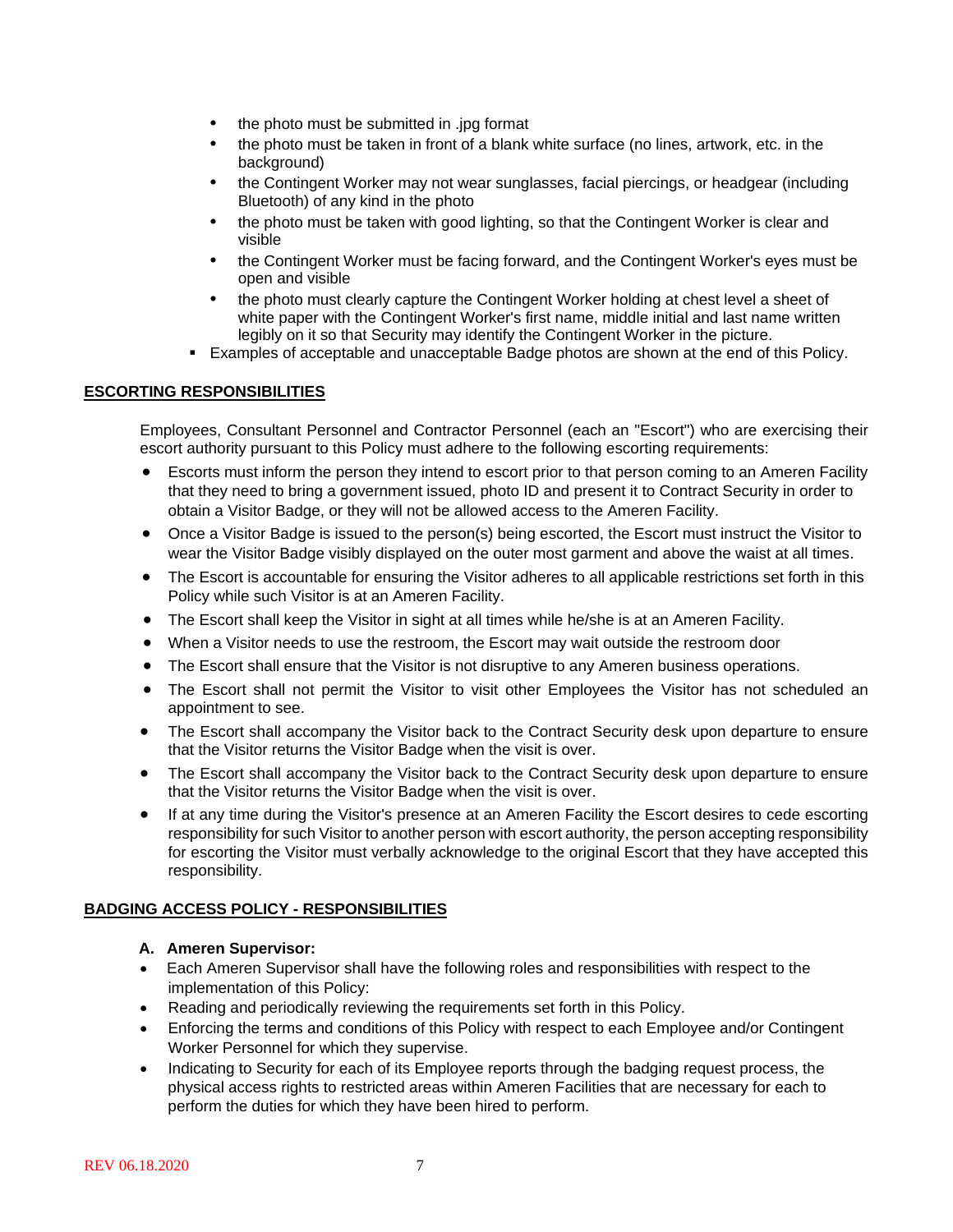- the photo must be submitted in .jpg format
- the photo must be taken in front of a blank white surface (no lines, artwork, etc. in the background)
- the Contingent Worker may not wear sunglasses, facial piercings, or headgear (including Bluetooth) of any kind in the photo
- the photo must be taken with good lighting, so that the Contingent Worker is clear and visible
- the Contingent Worker must be facing forward, and the Contingent Worker's eyes must be open and visible
- the photo must clearly capture the Contingent Worker holding at chest level a sheet of white paper with the Contingent Worker's first name, middle initial and last name written legibly on it so that Security may identify the Contingent Worker in the picture.

- Examples of acceptable and unacceptable Badge photos are shown at the end of this Policy.

## ESCORTING RESPONSIBILITIES

Employees, Consultant Personnel and Contractor Personnel (each an "Escort") who are exercising their escort authority pursuant to this Policy must adhere to the following escorting requirements:

- Escorts must inform the person they intend to escort prior to that person coming to an Ameren Facility that they need to bring a government issued, photo ID and present it to Contract Security in order to obtain a Visitor Badge, or they will not be allowed access to the Ameren Facility.
- Once a Visitor Badge is issued to the person(s) being escorted, the Escort must instruct the Visitor to wear the Visitor Badge visibly displayed on the outer most garment and above the waist at all times.
- The Escort is accountable for ensuring the Visitor adheres to all applicable restrictions set forth in this Policy while such Visitor is at an Ameren Facility.
- The Escort shall keep the Visitor in sight at all times while he/she is at an Ameren Facility.
- When a Visitor needs to use the restroom, the Escort may wait outside the restroom door
- The Escort shall ensure that the Visitor is not disruptive to any Ameren business operations.
- The Escort shall not permit the Visitor to visit other Employees the Visitor has not scheduled an appointment to see.
- The Escort shall accompany the Visitor back to the Contract Security desk upon departure to ensure that the Visitor returns the Visitor Badge when the visit is over.
- The Escort shall accompany the Visitor back to the Contract Security desk upon departure to ensure that the Visitor returns the Visitor Badge when the visit is over.
- If at any time during the Visitor's presence at an Ameren Facility the Escort desires to cede escorting responsibility for such Visitor to another person with escort authority, the person accepting responsibility for escorting the Visitor must verbally acknowledge to the original Escort that they have accepted this responsibility.

## BADGING ACCESS POLICY - RESPONSIBILITIES

### A. Ameren Supervisor:

- Each Ameren Supervisor shall have the following roles and responsibilities with respect to the implementation of this Policy:
- Reading and periodically reviewing the requirements set forth in this Policy.
- Enforcing the terms and conditions of this Policy with respect to each Employee and/or Contingent Worker Personnel for which they supervise.
- Indicating to Security for each of its Employee reports through the badging request process, the physical access rights to restricted areas within Ameren Facilities that are necessary for each to perform the duties for which they have been hired to perform.

REV 06.18.2020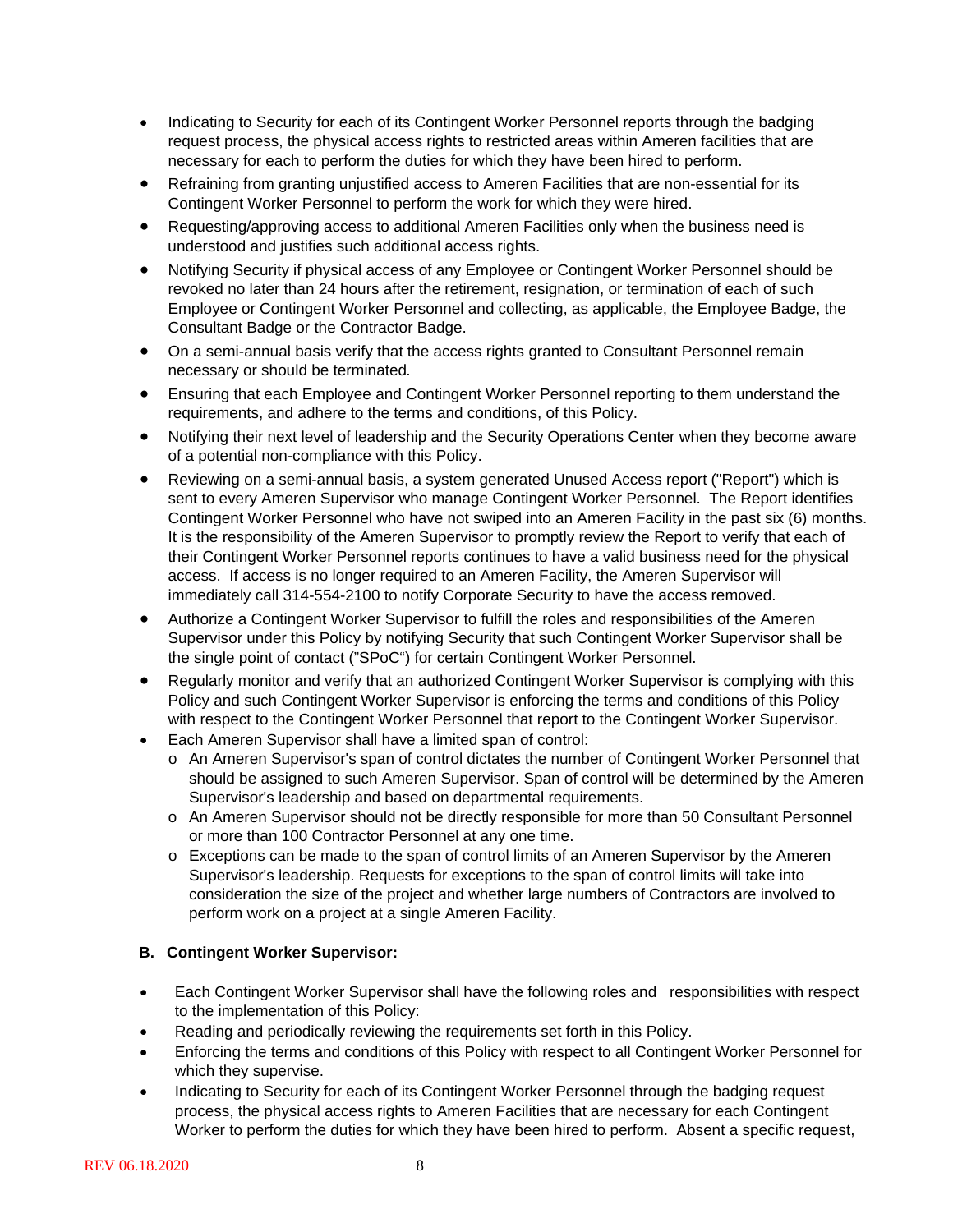- Indicating to Security for each of its Contingent Worker Personnel reports through the badging request process, the physical access rights to restricted areas within Ameren facilities that are necessary for each to perform the duties for which they have been hired to perform.
- Refraining from granting unjustified access to Ameren Facilities that are non-essential for its Contingent Worker Personnel to perform the work for which they were hired.
- Requesting/approving access to additional Ameren Facilities only when the business need is understood and justifies such additional access rights.
- Notifying Security if physical access of any Employee or Contingent Worker Personnel should be revoked no later than 24 hours after the retirement, resignation, or termination of each of such Employee or Contingent Worker Personnel and collecting, as applicable, the Employee Badge, the Consultant Badge or the Contractor Badge.
- On a semi-annual basis verify that the access rights granted to Consultant Personnel remain necessary or should be terminated*.*
- Ensuring that each Employee and Contingent Worker Personnel reporting to them understand the requirements, and adhere to the terms and conditions, of this Policy.
- Notifying their next level of leadership and the Security Operations Center when they become aware of a potential non-compliance with this Policy.
- Reviewing on a semi-annual basis, a system generated Unused Access report ("Report") which is sent to every Ameren Supervisor who manage Contingent Worker Personnel. The Report identifies Contingent Worker Personnel who have not swiped into an Ameren Facility in the past six (6) months. It is the responsibility of the Ameren Supervisor to promptly review the Report to verify that each of their Contingent Worker Personnel reports continues to have a valid business need for the physical access. If access is no longer required to an Ameren Facility, the Ameren Supervisor will immediately call 314-554-2100 to notify Corporate Security to have the access removed.
- Authorize a Contingent Worker Supervisor to fulfill the roles and responsibilities of the Ameren Supervisor under this Policy by notifying Security that such Contingent Worker Supervisor shall be the single point of contact ("SPoC") for certain Contingent Worker Personnel.
- Regularly monitor and verify that an authorized Contingent Worker Supervisor is complying with this Policy and such Contingent Worker Supervisor is enforcing the terms and conditions of this Policy with respect to the Contingent Worker Personnel that report to the Contingent Worker Supervisor.
- Each Ameren Supervisor shall have a limited span of control:
  - An Ameren Supervisor's span of control dictates the number of Contingent Worker Personnel that should be assigned to such Ameren Supervisor. Span of control will be determined by the Ameren Supervisor's leadership and based on departmental requirements.
  - An Ameren Supervisor should not be directly responsible for more than 50 Consultant Personnel or more than 100 Contractor Personnel at any one time.
  - Exceptions can be made to the span of control limits of an Ameren Supervisor by the Ameren Supervisor's leadership. Requests for exceptions to the span of control limits will take into consideration the size of the project and whether large numbers of Contractors are involved to perform work on a project at a single Ameren Facility.

**B. Contingent Worker Supervisor:**

- Each Contingent Worker Supervisor shall have the following roles and responsibilities with respect to the implementation of this Policy:
- Reading and periodically reviewing the requirements set forth in this Policy.
- Enforcing the terms and conditions of this Policy with respect to all Contingent Worker Personnel for which they supervise.
- Indicating to Security for each of its Contingent Worker Personnel through the badging request process, the physical access rights to Ameren Facilities that are necessary for each Contingent Worker to perform the duties for which they have been hired to perform. Absent a specific request,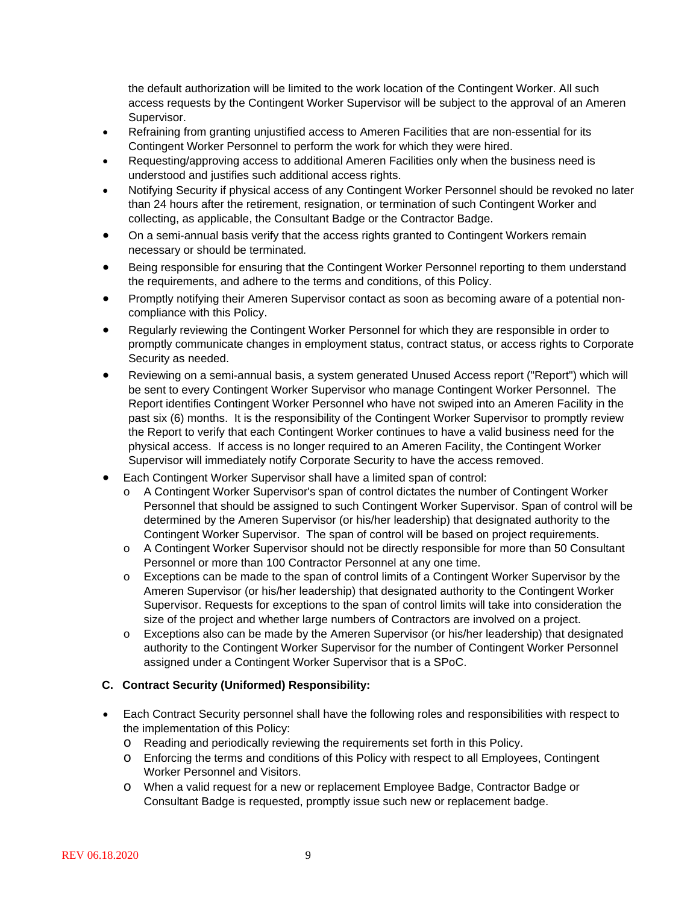the default authorization will be limited to the work location of the Contingent Worker. All such access requests by the Contingent Worker Supervisor will be subject to the approval of an Ameren Supervisor.

- Refraining from granting unjustified access to Ameren Facilities that are non-essential for its Contingent Worker Personnel to perform the work for which they were hired.
- Requesting/approving access to additional Ameren Facilities only when the business need is understood and justifies such additional access rights.
- Notifying Security if physical access of any Contingent Worker Personnel should be revoked no later than 24 hours after the retirement, resignation, or termination of such Contingent Worker and collecting, as applicable, the Consultant Badge or the Contractor Badge.
- On a semi-annual basis verify that the access rights granted to Contingent Workers remain necessary or should be terminated.
- Being responsible for ensuring that the Contingent Worker Personnel reporting to them understand the requirements, and adhere to the terms and conditions, of this Policy.
- Promptly notifying their Ameren Supervisor contact as soon as becoming aware of a potential non-compliance with this Policy.
- Regularly reviewing the Contingent Worker Personnel for which they are responsible in order to promptly communicate changes in employment status, contract status, or access rights to Corporate Security as needed.
- Reviewing on a semi-annual basis, a system generated Unused Access report ("Report") which will be sent to every Contingent Worker Supervisor who manage Contingent Worker Personnel. The Report identifies Contingent Worker Personnel who have not swiped into an Ameren Facility in the past six (6) months. It is the responsibility of the Contingent Worker Supervisor to promptly review the Report to verify that each Contingent Worker continues to have a valid business need for the physical access. If access is no longer required to an Ameren Facility, the Contingent Worker Supervisor will immediately notify Corporate Security to have the access removed.
- Each Contingent Worker Supervisor shall have a limited span of control:
  - A Contingent Worker Supervisor's span of control dictates the number of Contingent Worker Personnel that should be assigned to such Contingent Worker Supervisor. Span of control will be determined by the Ameren Supervisor (or his/her leadership) that designated authority to the Contingent Worker Supervisor. The span of control will be based on project requirements.
  - A Contingent Worker Supervisor should not be directly responsible for more than 50 Consultant Personnel or more than 100 Contractor Personnel at any one time.
  - Exceptions can be made to the span of control limits of a Contingent Worker Supervisor by the Ameren Supervisor (or his/her leadership) that designated authority to the Contingent Worker Supervisor. Requests for exceptions to the span of control limits will take into consideration the size of the project and whether large numbers of Contractors are involved on a project.
  - Exceptions also can be made by the Ameren Supervisor (or his/her leadership) that designated authority to the Contingent Worker Supervisor for the number of Contingent Worker Personnel assigned under a Contingent Worker Supervisor that is a SPoC.

### C. Contract Security (Uniformed) Responsibility:

- Each Contract Security personnel shall have the following roles and responsibilities with respect to the implementation of this Policy:
  - Reading and periodically reviewing the requirements set forth in this Policy.
  - Enforcing the terms and conditions of this Policy with respect to all Employees, Contingent Worker Personnel and Visitors.
  - When a valid request for a new or replacement Employee Badge, Contractor Badge or Consultant Badge is requested, promptly issue such new or replacement badge.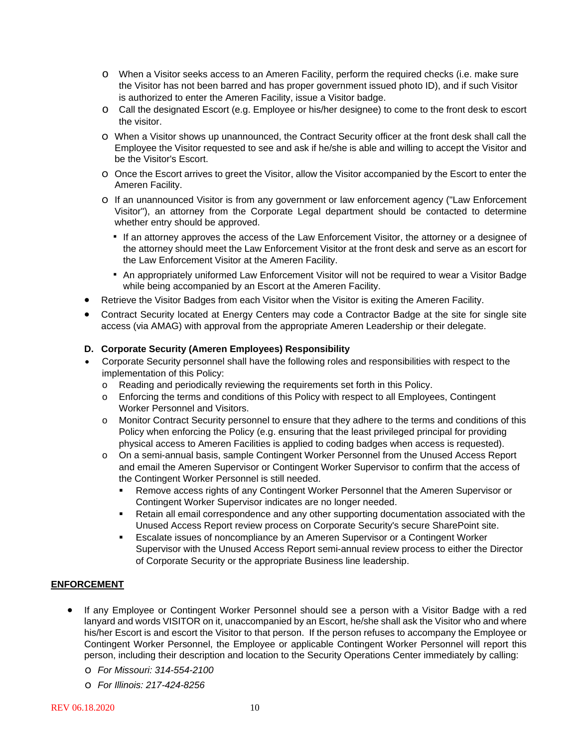- When a Visitor seeks access to an Ameren Facility, perform the required checks (i.e. make sure the Visitor has not been barred and has proper government issued photo ID), and if such Visitor is authorized to enter the Ameren Facility, issue a Visitor badge.
- Call the designated Escort (e.g. Employee or his/her designee) to come to the front desk to escort the visitor.
- When a Visitor shows up unannounced, the Contract Security officer at the front desk shall call the Employee the Visitor requested to see and ask if he/she is able and willing to accept the Visitor and be the Visitor's Escort.
- Once the Escort arrives to greet the Visitor, allow the Visitor accompanied by the Escort to enter the Ameren Facility.
- If an unannounced Visitor is from any government or law enforcement agency ("Law Enforcement Visitor"), an attorney from the Corporate Legal department should be contacted to determine whether entry should be approved.
  - If an attorney approves the access of the Law Enforcement Visitor, the attorney or a designee of the attorney should meet the Law Enforcement Visitor at the front desk and serve as an escort for the Law Enforcement Visitor at the Ameren Facility.
  - An appropriately uniformed Law Enforcement Visitor will not be required to wear a Visitor Badge while being accompanied by an Escort at the Ameren Facility.

- Retrieve the Visitor Badges from each Visitor when the Visitor is exiting the Ameren Facility.
- Contract Security located at Energy Centers may code a Contractor Badge at the site for single site access (via AMAG) with approval from the appropriate Ameren Leadership or their delegate.

**D. Corporate Security (Ameren Employees) Responsibility**

- Corporate Security personnel shall have the following roles and responsibilities with respect to the implementation of this Policy:
  - Reading and periodically reviewing the requirements set forth in this Policy.
  - Enforcing the terms and conditions of this Policy with respect to all Employees, Contingent Worker Personnel and Visitors.
  - Monitor Contract Security personnel to ensure that they adhere to the terms and conditions of this Policy when enforcing the Policy (e.g. ensuring that the least privileged principal for providing physical access to Ameren Facilities is applied to coding badges when access is requested).
  - On a semi-annual basis, sample Contingent Worker Personnel from the Unused Access Report and email the Ameren Supervisor or Contingent Worker Supervisor to confirm that the access of the Contingent Worker Personnel is still needed.
    - Remove access rights of any Contingent Worker Personnel that the Ameren Supervisor or Contingent Worker Supervisor indicates are no longer needed.
    - Retain all email correspondence and any other supporting documentation associated with the Unused Access Report review process on Corporate Security's secure SharePoint site.
    - Escalate issues of noncompliance by an Ameren Supervisor or a Contingent Worker Supervisor with the Unused Access Report semi-annual review process to either the Director of Corporate Security or the appropriate Business line leadership.

**ENFORCEMENT**

- If any Employee or Contingent Worker Personnel should see a person with a Visitor Badge with a red lanyard and words VISITOR on it, unaccompanied by an Escort, he/she shall ask the Visitor who and where his/her Escort is and escort the Visitor to that person. If the person refuses to accompany the Employee or Contingent Worker Personnel, the Employee or applicable Contingent Worker Personnel will report this person, including their description and location to the Security Operations Center immediately by calling:
  - *For Missouri: 314-554-2100*
  - *For Illinois: 217-424-8256*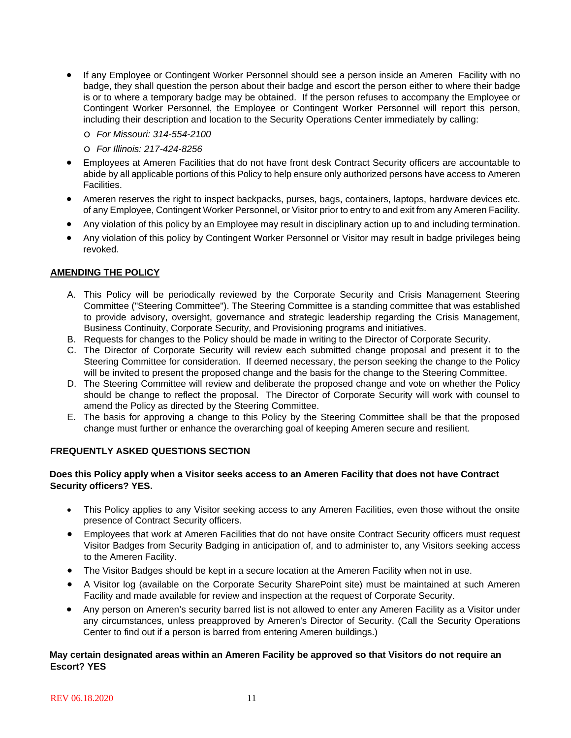- If any Employee or Contingent Worker Personnel should see a person inside an Ameren Facility with no badge, they shall question the person about their badge and escort the person either to where their badge is or to where a temporary badge may be obtained. If the person refuses to accompany the Employee or Contingent Worker Personnel, the Employee or Contingent Worker Personnel will report this person, including their description and location to the Security Operations Center immediately by calling:
  - *For Missouri: 314-554-2100*
  - *For Illinois: 217-424-8256*
- Employees at Ameren Facilities that do not have front desk Contract Security officers are accountable to abide by all applicable portions of this Policy to help ensure only authorized persons have access to Ameren Facilities.
- Ameren reserves the right to inspect backpacks, purses, bags, containers, laptops, hardware devices etc. of any Employee, Contingent Worker Personnel, or Visitor prior to entry to and exit from any Ameren Facility.
- Any violation of this policy by an Employee may result in disciplinary action up to and including termination.
- Any violation of this policy by Contingent Worker Personnel or Visitor may result in badge privileges being revoked.

## AMENDING THE POLICY

A. This Policy will be periodically reviewed by the Corporate Security and Crisis Management Steering Committee ("Steering Committee"). The Steering Committee is a standing committee that was established to provide advisory, oversight, governance and strategic leadership regarding the Crisis Management, Business Continuity, Corporate Security, and Provisioning programs and initiatives.

B. Requests for changes to the Policy should be made in writing to the Director of Corporate Security.

C. The Director of Corporate Security will review each submitted change proposal and present it to the Steering Committee for consideration. If deemed necessary, the person seeking the change to the Policy will be invited to present the proposed change and the basis for the change to the Steering Committee.

D. The Steering Committee will review and deliberate the proposed change and vote on whether the Policy should be change to reflect the proposal. The Director of Corporate Security will work with counsel to amend the Policy as directed by the Steering Committee.

E. The basis for approving a change to this Policy by the Steering Committee shall be that the proposed change must further or enhance the overarching goal of keeping Ameren secure and resilient.

## FREQUENTLY ASKED QUESTIONS SECTION

**Does this Policy apply when a Visitor seeks access to an Ameren Facility that does not have Contract Security officers? YES.**

- This Policy applies to any Visitor seeking access to any Ameren Facilities, even those without the onsite presence of Contract Security officers.
- Employees that work at Ameren Facilities that do not have onsite Contract Security officers must request Visitor Badges from Security Badging in anticipation of, and to administer to, any Visitors seeking access to the Ameren Facility.
- The Visitor Badges should be kept in a secure location at the Ameren Facility when not in use.
- A Visitor log (available on the Corporate Security SharePoint site) must be maintained at such Ameren Facility and made available for review and inspection at the request of Corporate Security.
- Any person on Ameren's security barred list is not allowed to enter any Ameren Facility as a Visitor under any circumstances, unless preapproved by Ameren's Director of Security. (Call the Security Operations Center to find out if a person is barred from entering Ameren buildings.)

**May certain designated areas within an Ameren Facility be approved so that Visitors do not require an Escort? YES**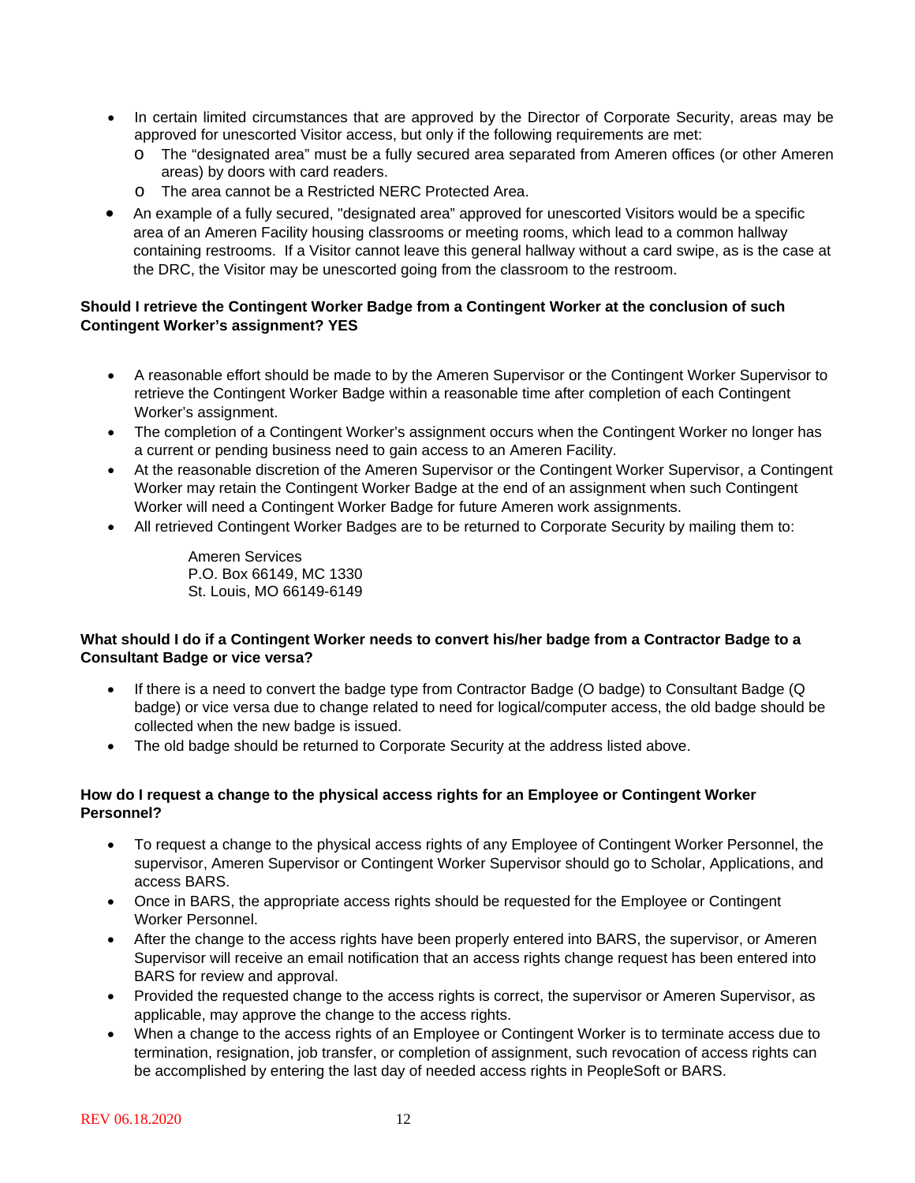- In certain limited circumstances that are approved by the Director of Corporate Security, areas may be approved for unescorted Visitor access, but only if the following requirements are met:
  - The "designated area" must be a fully secured area separated from Ameren offices (or other Ameren areas) by doors with card readers.
  - The area cannot be a Restricted NERC Protected Area.
- An example of a fully secured, "designated area" approved for unescorted Visitors would be a specific area of an Ameren Facility housing classrooms or meeting rooms, which lead to a common hallway containing restrooms. If a Visitor cannot leave this general hallway without a card swipe, as is the case at the DRC, the Visitor may be unescorted going from the classroom to the restroom.

**Should I retrieve the Contingent Worker Badge from a Contingent Worker at the conclusion of such Contingent Worker's assignment? YES**

- A reasonable effort should be made to by the Ameren Supervisor or the Contingent Worker Supervisor to retrieve the Contingent Worker Badge within a reasonable time after completion of each Contingent Worker's assignment.
- The completion of a Contingent Worker's assignment occurs when the Contingent Worker no longer has a current or pending business need to gain access to an Ameren Facility.
- At the reasonable discretion of the Ameren Supervisor or the Contingent Worker Supervisor, a Contingent Worker may retain the Contingent Worker Badge at the end of an assignment when such Contingent Worker will need a Contingent Worker Badge for future Ameren work assignments.
- All retrieved Contingent Worker Badges are to be returned to Corporate Security by mailing them to:

  Ameren Services
  P.O. Box 66149, MC 1330
  St. Louis, MO 66149-6149

**What should I do if a Contingent Worker needs to convert his/her badge from a Contractor Badge to a Consultant Badge or vice versa?**

- If there is a need to convert the badge type from Contractor Badge (O badge) to Consultant Badge (Q badge) or vice versa due to change related to need for logical/computer access, the old badge should be collected when the new badge is issued.
- The old badge should be returned to Corporate Security at the address listed above.

**How do I request a change to the physical access rights for an Employee or Contingent Worker Personnel?**

- To request a change to the physical access rights of any Employee of Contingent Worker Personnel, the supervisor, Ameren Supervisor or Contingent Worker Supervisor should go to Scholar, Applications, and access BARS.
- Once in BARS, the appropriate access rights should be requested for the Employee or Contingent Worker Personnel.
- After the change to the access rights have been properly entered into BARS, the supervisor, or Ameren Supervisor will receive an email notification that an access rights change request has been entered into BARS for review and approval.
- Provided the requested change to the access rights is correct, the supervisor or Ameren Supervisor, as applicable, may approve the change to the access rights.
- When a change to the access rights of an Employee or Contingent Worker is to terminate access due to termination, resignation, job transfer, or completion of assignment, such revocation of access rights can be accomplished by entering the last day of needed access rights in PeopleSoft or BARS.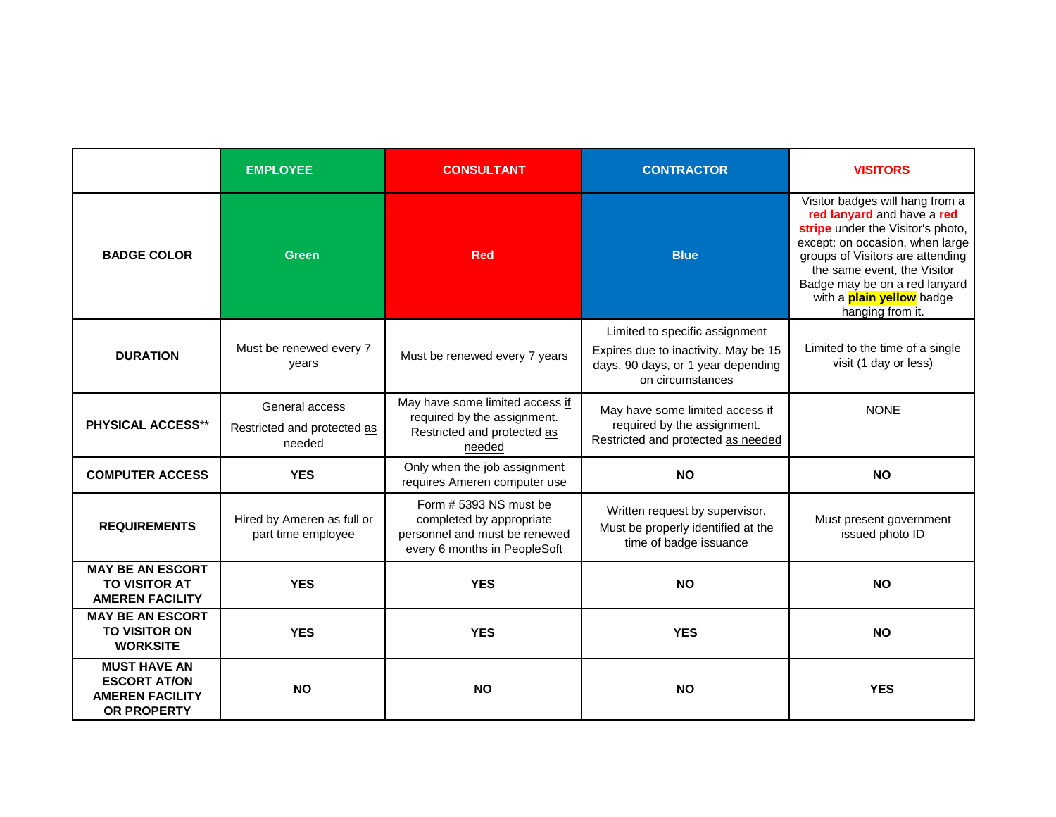| | EMPLOYEE | CONSULTANT | CONTRACTOR | VISITORS |
|---|---|---|---|---|
| **BADGE COLOR** | **Green** | **Red** | **Blue** | Visitor badges will hang from a **red lanyard** and have a **red stripe** under the Visitor's photo, except: on occasion, when large groups of Visitors are attending the same event, the Visitor Badge may be on a red lanyard with a **plain yellow** badge hanging from it. |
| **DURATION** | Must be renewed every 7 years | Must be renewed every 7 years | Limited to specific assignment<br>Expires due to inactivity. May be 15 days, 90 days, or 1 year depending on circumstances | Limited to the time of a single visit (1 day or less) |
| **PHYSICAL ACCESS**** | General access<br>Restricted and protected as needed | May have some limited access if required by the assignment. Restricted and protected as needed | May have some limited access if required by the assignment. Restricted and protected as needed | NONE |
| **COMPUTER ACCESS** | **YES** | Only when the job assignment requires Ameren computer use | **NO** | **NO** |
| **REQUIREMENTS** | Hired by Ameren as full or part time employee | Form # 5393 NS must be completed by appropriate personnel and must be renewed every 6 months in PeopleSoft | Written request by supervisor.<br>Must be properly identified at the time of badge issuance | Must present government issued photo ID |
| **MAY BE AN ESCORT TO VISITOR AT AMEREN FACILITY** | **YES** | **YES** | **NO** | **NO** |
| **MAY BE AN ESCORT TO VISITOR ON WORKSITE** | **YES** | **YES** | **YES** | **NO** |
| **MUST HAVE AN ESCORT AT/ON AMEREN FACILITY OR PROPERTY** | **NO** | **NO** | **NO** | **YES** |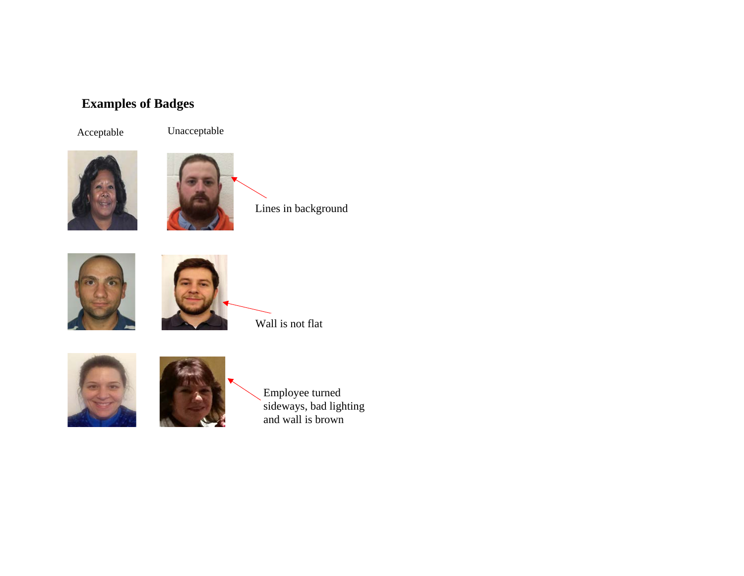## Examples of Badges

Acceptable

Unacceptable

Lines in background

Wall is not flat

Employee turned sideways, bad lighting and wall is brown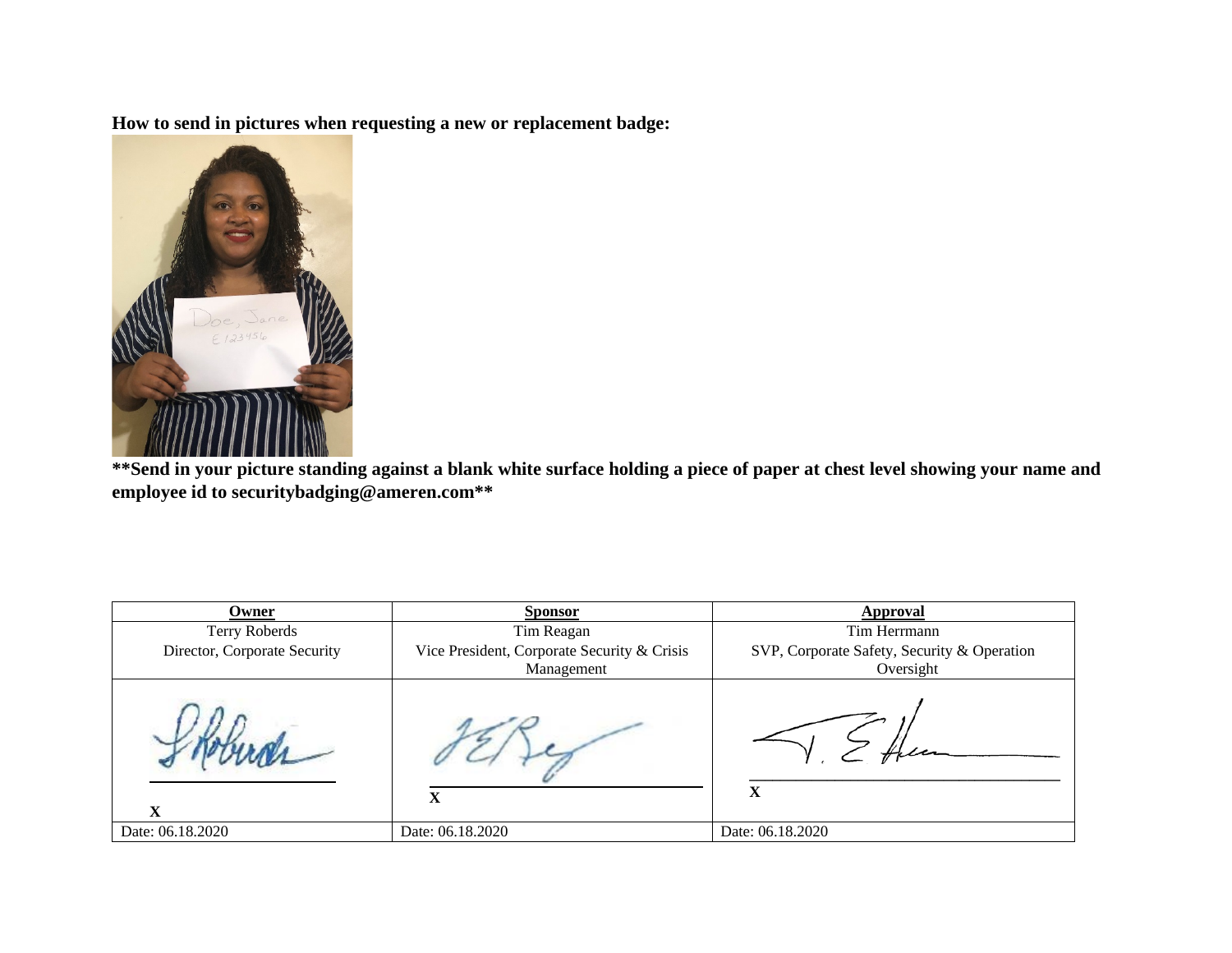**How to send in pictures when requesting a new or replacement badge:**

**\*\*Send in your picture standing against a blank white surface holding a piece of paper at chest level showing your name and employee id to securitybadging@ameren.com\*\***

| Owner | Sponsor | Approval |
|---|---|---|
| Terry Roberds<br>Director, Corporate Security | Tim Reagan<br>Vice President, Corporate Security & Crisis Management | Tim Herrmann<br>SVP, Corporate Safety, Security & Operation Oversight |
| X | X | X |
| Date: 06.18.2020 | Date: 06.18.2020 | Date: 06.18.2020 |